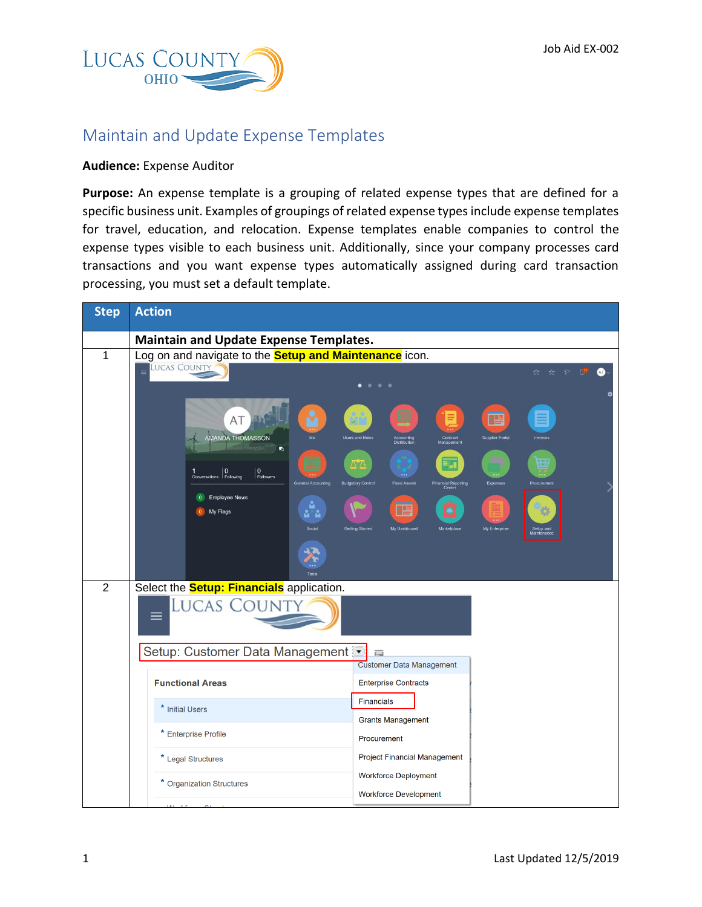Job Aid EX-002

# Maintain and Update Expense Templates

**Audience:** Expense Auditor

**Purpose:** An expense template is a grouping of related expense types that are defined for a specific business unit. Examples of groupings of related expense types include expense templates for travel, education, and relocation. Expense templates enable companies to control the expense types visible to each business unit. Additionally, since your company processes card transactions and you want expense types automatically assigned during card transaction processing, you must set a default template.

| Step | Action |
| --- | --- |
| | **Maintain and Update Expense Templates.** |
| 1 | Log on and navigate to the **Setup and Maintenance** icon. |
| 2 | Select the **Setup: Financials** application. |

Last Updated 12/5/2019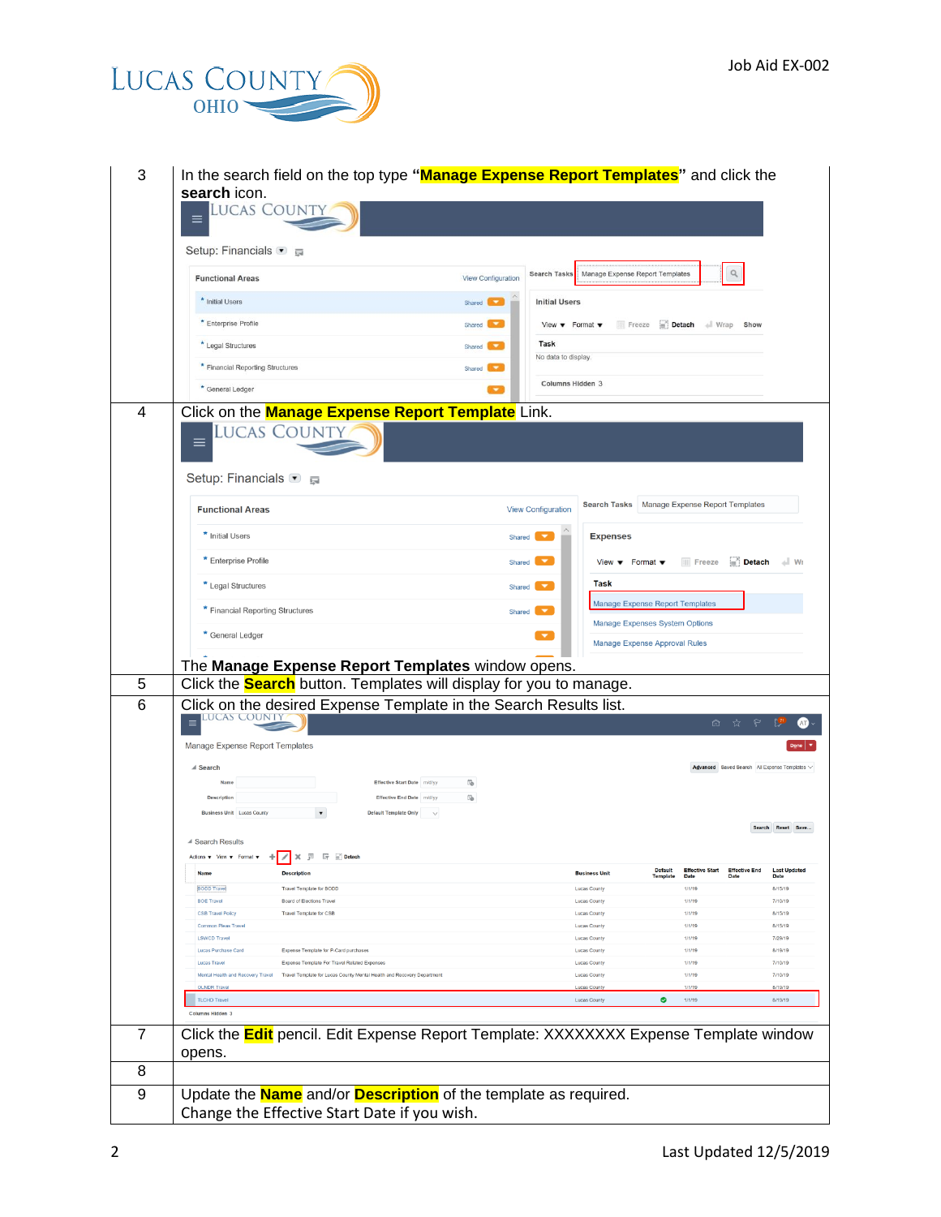| | |
|---|---|
| 3 | In the search field on the top type "**Manage Expense Report Templates**" and click the **search** icon. |
| 4 | Click on the **Manage Expense Report Template** Link.<br>The **Manage Expense Report Templates** window opens. |
| 5 | Click the **Search** button. Templates will display for you to manage. |
| 6 | Click on the desired Expense Template in the Search Results list. |
| 7 | Click the **Edit** pencil. Edit Expense Report Template: XXXXXXXX Expense Template window opens. |
| 8 | |
| 9 | Update the **Name** and/or **Description** of the template as required.<br>Change the Effective Start Date if you wish. |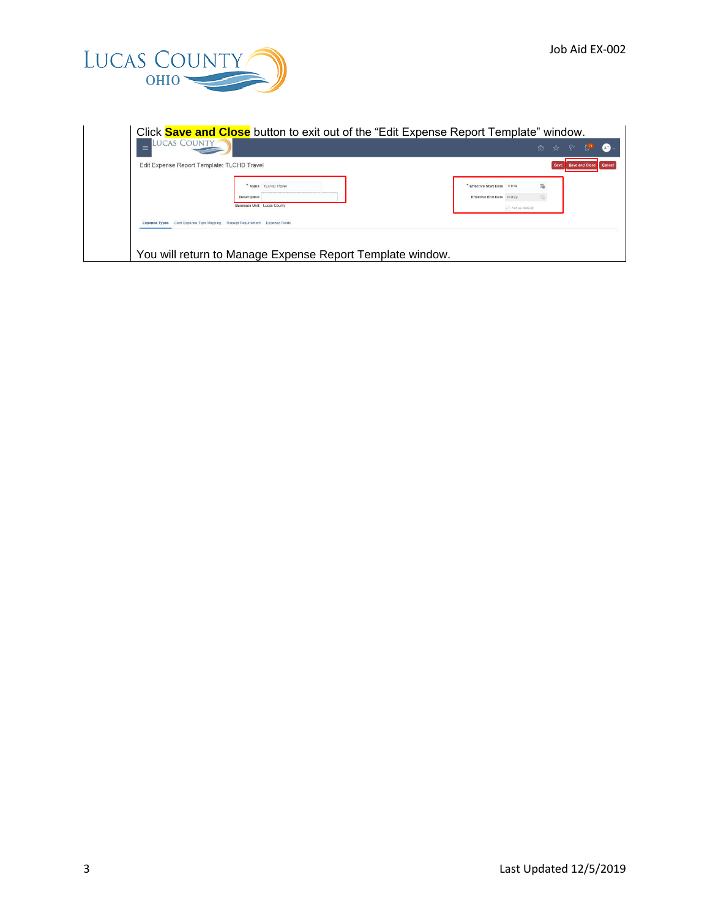| | |
|---|---|
| | Click **Save and Close** button to exit out of the "Edit Expense Report Template" window.<br><br>You will return to Manage Expense Report Template window. |